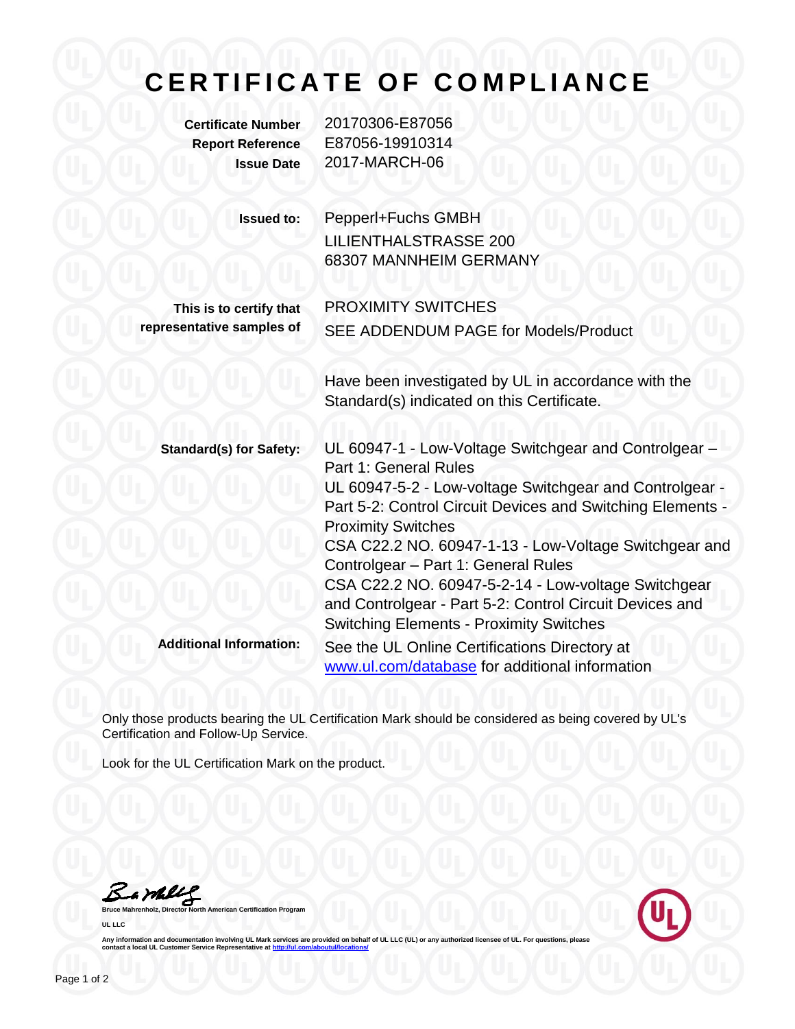# CERTIFICATE OF COMPLIANCE

**Certificate Number** 20170306-E87056
**Report Reference** E87056-19910314
**Issue Date** 2017-MARCH-06

**Issued to:** Pepperl+Fuchs GMBH
LILIENTHALSTRASSE 200
68307 MANNHEIM GERMANY

**This is to certify that representative samples of** PROXIMITY SWITCHES
SEE ADDENDUM PAGE for Models/Product

Have been investigated by UL in accordance with the Standard(s) indicated on this Certificate.

**Standard(s) for Safety:**
UL 60947-1 - Low-Voltage Switchgear and Controlgear – Part 1: General Rules
UL 60947-5-2 - Low-voltage Switchgear and Controlgear - Part 5-2: Control Circuit Devices and Switching Elements - Proximity Switches
CSA C22.2 NO. 60947-1-13 - Low-Voltage Switchgear and Controlgear – Part 1: General Rules
CSA C22.2 NO. 60947-5-2-14 - Low-voltage Switchgear and Controlgear - Part 5-2: Control Circuit Devices and Switching Elements - Proximity Switches

**Additional Information:** See the UL Online Certifications Directory at [www.ul.com/database](www.ul.com/database) for additional information

Only those products bearing the UL Certification Mark should be considered as being covered by UL's Certification and Follow-Up Service.

Look for the UL Certification Mark on the product.

**Bruce Mahrenholz, Director North American Certification Program**

**UL LLC**

**Any information and documentation involving UL Mark services are provided on behalf of UL LLC (UL) or any authorized licensee of UL. For questions, please contact a local UL Customer Service Representative at [http://ul.com/aboutul/locations/](http://ul.com/aboutul/locations/)**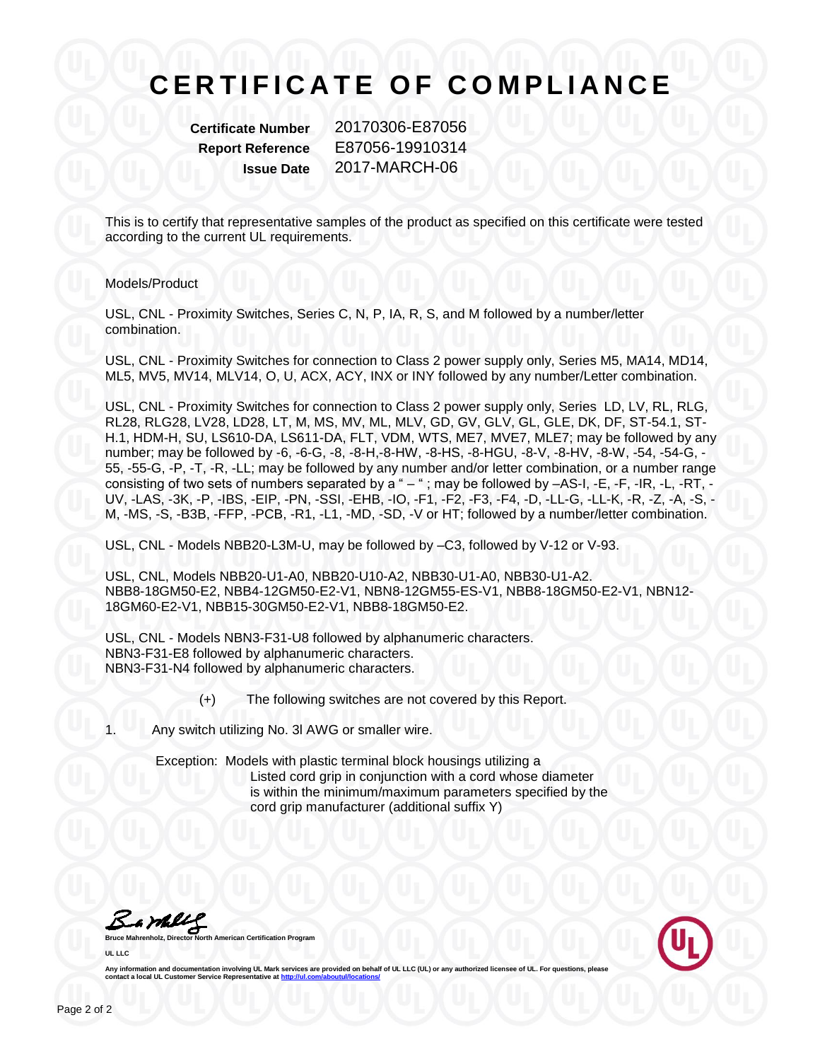# CERTIFICATE OF COMPLIANCE

**Certificate Number** 20170306-E87056
**Report Reference** E87056-19910314
**Issue Date** 2017-MARCH-06

This is to certify that representative samples of the product as specified on this certificate were tested according to the current UL requirements.

Models/Product

USL, CNL - Proximity Switches, Series C, N, P, IA, R, S, and M followed by a number/letter combination.

USL, CNL - Proximity Switches for connection to Class 2 power supply only, Series M5, MA14, MD14, ML5, MV5, MV14, MLV14, O, U, ACX, ACY, INX or INY followed by any number/Letter combination.

USL, CNL - Proximity Switches for connection to Class 2 power supply only, Series LD, LV, RL, RLG, RL28, RLG28, LV28, LD28, LT, M, MS, MV, ML, MLV, GD, GV, GLV, GL, GLE, DK, DF, ST-54.1, ST-H.1, HDM-H, SU, LS610-DA, LS611-DA, FLT, VDM, WTS, ME7, MVE7, MLE7; may be followed by any number; may be followed by -6, -6-G, -8, -8-H,-8-HW, -8-HS, -8-HGU, -8-V, -8-HV, -8-W, -54, -54-G, -55, -55-G, -P, -T, -R, -LL; may be followed by any number and/or letter combination, or a number range consisting of two sets of numbers separated by a " – " ; may be followed by –AS-I, -E, -F, -IR, -L, -RT, -UV, -LAS, -3K, -P, -IBS, -EIP, -PN, -SSI, -EHB, -IO, -F1, -F2, -F3, -F4, -D, -LL-G, -LL-K, -R, -Z, -A, -S, -M, -MS, -S, -B3B, -FFP, -PCB, -R1, -L1, -MD, -SD, -V or HT; followed by a number/letter combination.

USL, CNL - Models NBB20-L3M-U, may be followed by –C3, followed by V-12 or V-93.

USL, CNL, Models NBB20-U1-A0, NBB20-U10-A2, NBB30-U1-A0, NBB30-U1-A2. NBB8-18GM50-E2, NBB4-12GM50-E2-V1, NBN8-12GM55-ES-V1, NBB8-18GM50-E2-V1, NBN12-18GM60-E2-V1, NBB15-30GM50-E2-V1, NBB8-18GM50-E2.

USL, CNL - Models NBN3-F31-U8 followed by alphanumeric characters.
NBN3-F31-E8 followed by alphanumeric characters.
NBN3-F31-N4 followed by alphanumeric characters.

(+) The following switches are not covered by this Report.

1. Any switch utilizing No. 3l AWG or smaller wire.

   Exception: Models with plastic terminal block housings utilizing a Listed cord grip in conjunction with a cord whose diameter is within the minimum/maximum parameters specified by the cord grip manufacturer (additional suffix Y)

**Bruce Mahrenholz, Director North American Certification Program**

**UL LLC**

**Any information and documentation involving UL Mark services are provided on behalf of UL LLC (UL) or any authorized licensee of UL. For questions, please contact a local UL Customer Service Representative at http://ul.com/aboutul/locations/**